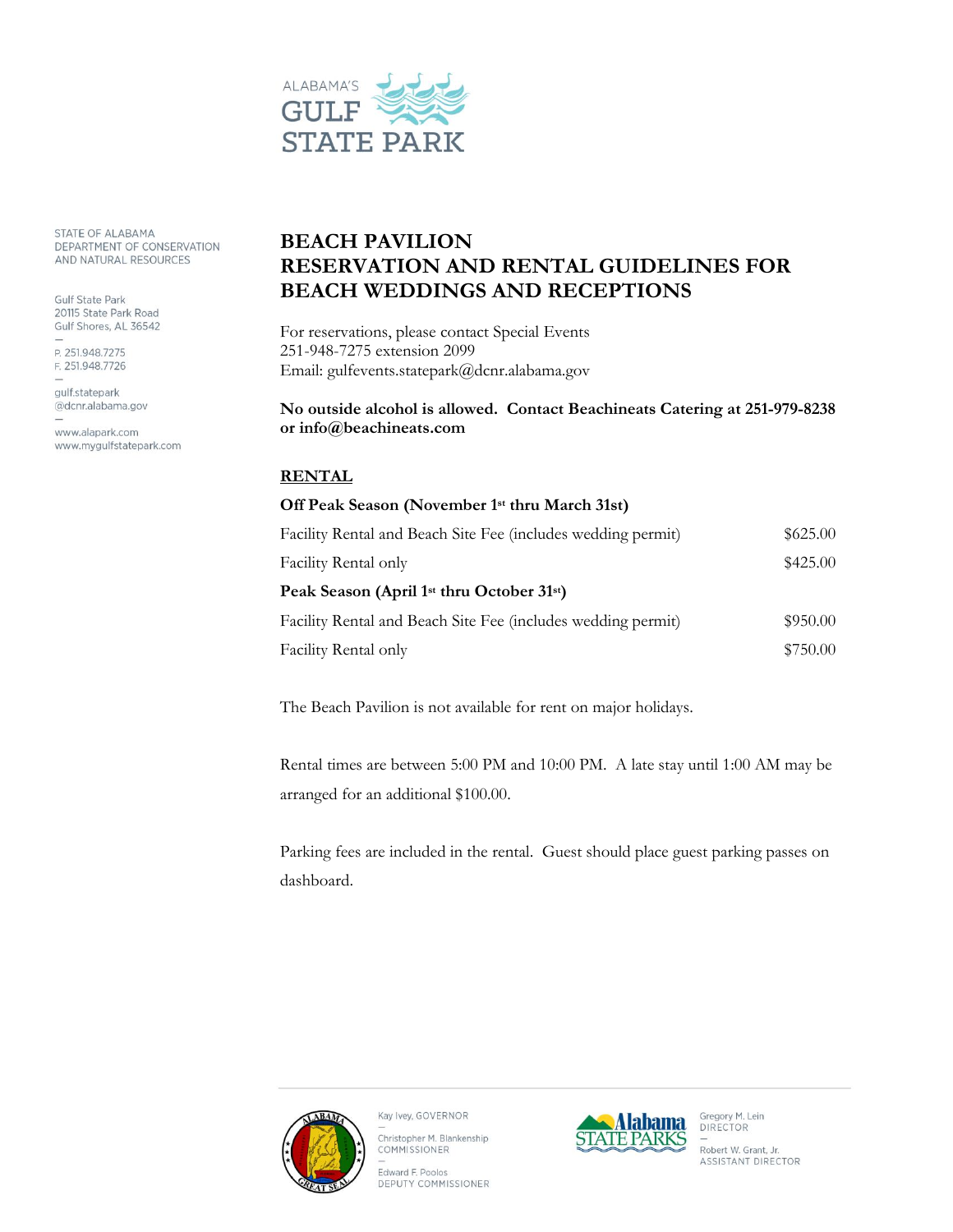ALABAMA'S GULF STATE PARK

STATE OF ALABAMA
DEPARTMENT OF CONSERVATION
AND NATURAL RESOURCES

Gulf State Park
20115 State Park Road
Gulf Shores, AL 36542

P. 251.948.7275
F. 251.948.7726

gulf.statepark
@dcnr.alabama.gov

www.alapark.com
www.mygulfstatepark.com

# BEACH PAVILION
# RESERVATION AND RENTAL GUIDELINES FOR BEACH WEDDINGS AND RECEPTIONS

For reservations, please contact Special Events
251-948-7275 extension 2099
Email: gulfevents.statepark@dcnr.alabama.gov

**No outside alcohol is allowed. Contact Beachineats Catering at 251-979-8238 or info@beachineats.com**

## RENTAL

| | |
|---|---|
| **Off Peak Season (November 1st thru March 31st)** | |
| Facility Rental and Beach Site Fee (includes wedding permit) | $625.00 |
| Facility Rental only | $425.00 |
| **Peak Season (April 1st thru October 31st)** | |
| Facility Rental and Beach Site Fee (includes wedding permit) | $950.00 |
| Facility Rental only | $750.00 |

The Beach Pavilion is not available for rent on major holidays.

Rental times are between 5:00 PM and 10:00 PM. A late stay until 1:00 AM may be arranged for an additional $100.00.

Parking fees are included in the rental. Guest should place guest parking passes on dashboard.

Kay Ivey, GOVERNOR
Christopher M. Blankenship, COMMISSIONER
Edward F. Poolos, DEPUTY COMMISSIONER

Gregory M. Lein, DIRECTOR
Robert W. Grant, Jr., ASSISTANT DIRECTOR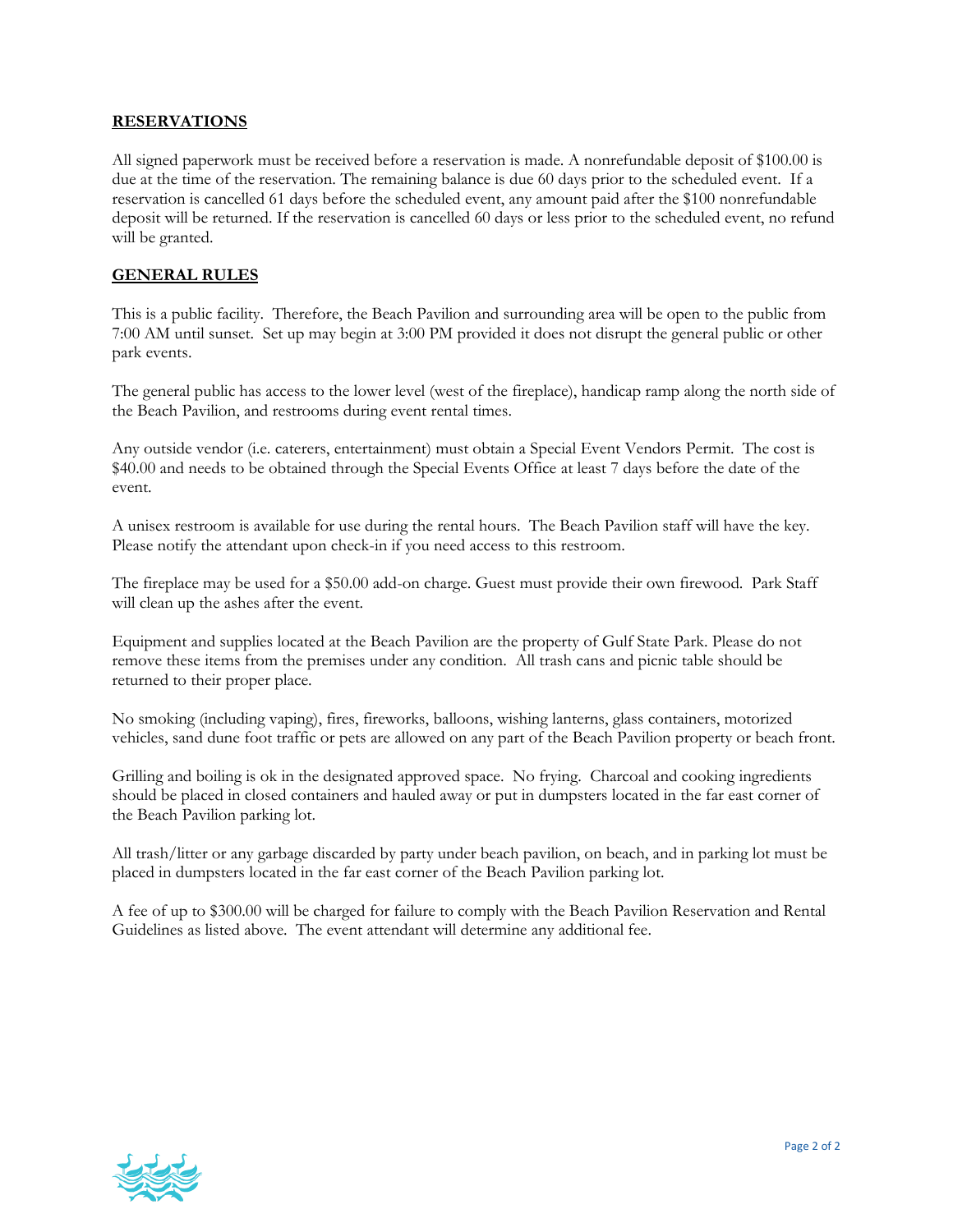## RESERVATIONS

All signed paperwork must be received before a reservation is made. A nonrefundable deposit of $100.00 is due at the time of the reservation. The remaining balance is due 60 days prior to the scheduled event. If a reservation is cancelled 61 days before the scheduled event, any amount paid after the $100 nonrefundable deposit will be returned. If the reservation is cancelled 60 days or less prior to the scheduled event, no refund will be granted.

## GENERAL RULES

This is a public facility. Therefore, the Beach Pavilion and surrounding area will be open to the public from 7:00 AM until sunset. Set up may begin at 3:00 PM provided it does not disrupt the general public or other park events.

The general public has access to the lower level (west of the fireplace), handicap ramp along the north side of the Beach Pavilion, and restrooms during event rental times.

Any outside vendor (i.e. caterers, entertainment) must obtain a Special Event Vendors Permit. The cost is $40.00 and needs to be obtained through the Special Events Office at least 7 days before the date of the event.

A unisex restroom is available for use during the rental hours. The Beach Pavilion staff will have the key. Please notify the attendant upon check-in if you need access to this restroom.

The fireplace may be used for a $50.00 add-on charge. Guest must provide their own firewood. Park Staff will clean up the ashes after the event.

Equipment and supplies located at the Beach Pavilion are the property of Gulf State Park. Please do not remove these items from the premises under any condition. All trash cans and picnic table should be returned to their proper place.

No smoking (including vaping), fires, fireworks, balloons, wishing lanterns, glass containers, motorized vehicles, sand dune foot traffic or pets are allowed on any part of the Beach Pavilion property or beach front.

Grilling and boiling is ok in the designated approved space. No frying. Charcoal and cooking ingredients should be placed in closed containers and hauled away or put in dumpsters located in the far east corner of the Beach Pavilion parking lot.

All trash/litter or any garbage discarded by party under beach pavilion, on beach, and in parking lot must be placed in dumpsters located in the far east corner of the Beach Pavilion parking lot.

A fee of up to $300.00 will be charged for failure to comply with the Beach Pavilion Reservation and Rental Guidelines as listed above. The event attendant will determine any additional fee.